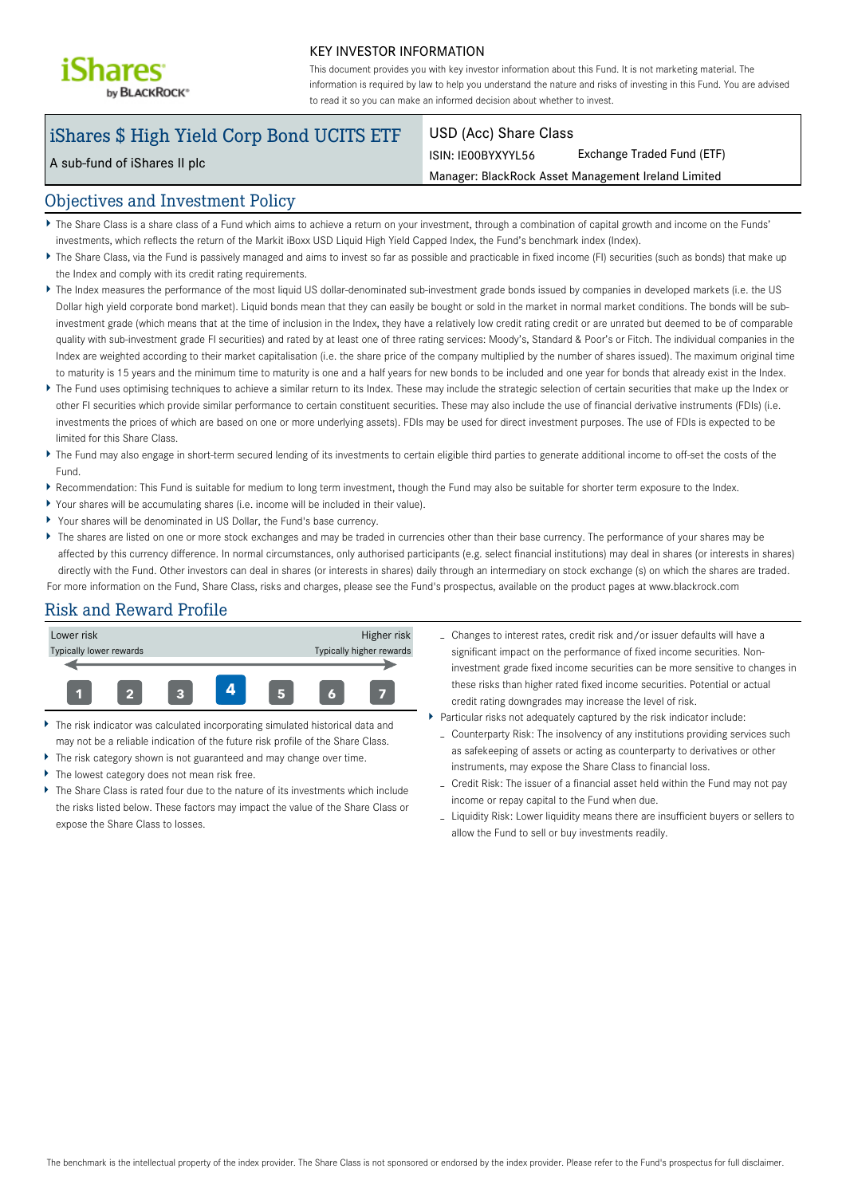iShares by BLACKROCK®

## KEY INVESTOR INFORMATION

This document provides you with key investor information about this Fund. It is not marketing material. The information is required by law to help you understand the nature and risks of investing in this Fund. You are advised to read it so you can make an informed decision about whether to invest.

# iShares $ High Yield Corp Bond UCITS ETF

A sub-fund of iShares II plc

USD (Acc) Share Class

ISIN: IE00BYXYYL56 | Exchange Traded Fund (ETF)

Manager: BlackRock Asset Management Ireland Limited

## Objectives and Investment Policy

- The Share Class is a share class of a Fund which aims to achieve a return on your investment, through a combination of capital growth and income on the Funds' investments, which reflects the return of the Markit iBoxx USD Liquid High Yield Capped Index, the Fund's benchmark index (Index).
- The Share Class, via the Fund is passively managed and aims to invest so far as possible and practicable in fixed income (FI) securities (such as bonds) that make up the Index and comply with its credit rating requirements.
- The Index measures the performance of the most liquid US dollar-denominated sub-investment grade bonds issued by companies in developed markets (i.e. the US Dollar high yield corporate bond market). Liquid bonds mean that they can easily be bought or sold in the market in normal market conditions. The bonds will be sub-investment grade (which means that at the time of inclusion in the Index, they have a relatively low credit rating credit or are unrated but deemed to be of comparable quality with sub-investment grade FI securities) and rated by at least one of three rating services: Moody's, Standard & Poor's or Fitch. The individual companies in the Index are weighted according to their market capitalisation (i.e. the share price of the company multiplied by the number of shares issued). The maximum original time to maturity is 15 years and the minimum time to maturity is one and a half years for new bonds to be included and one year for bonds that already exist in the Index.
- The Fund uses optimising techniques to achieve a similar return to its Index. These may include the strategic selection of certain securities that make up the Index or other FI securities which provide similar performance to certain constituent securities. These may also include the use of financial derivative instruments (FDIs) (i.e. investments the prices of which are based on one or more underlying assets). FDIs may be used for direct investment purposes. The use of FDIs is expected to be limited for this Share Class.
- The Fund may also engage in short-term secured lending of its investments to certain eligible third parties to generate additional income to off-set the costs of the Fund.
- Recommendation: This Fund is suitable for medium to long term investment, though the Fund may also be suitable for shorter term exposure to the Index.
- Your shares will be accumulating shares (i.e. income will be included in their value).
- Your shares will be denominated in US Dollar, the Fund's base currency.
- The shares are listed on one or more stock exchanges and may be traded in currencies other than their base currency. The performance of your shares may be affected by this currency difference. In normal circumstances, only authorised participants (e.g. select financial institutions) may deal in shares (or interests in shares) directly with the Fund. Other investors can deal in shares (or interests in shares) daily through an intermediary on stock exchange (s) on which the shares are traded.

For more information on the Fund, Share Class, risks and charges, please see the Fund's prospectus, available on the product pages at www.blackrock.com

## Risk and Reward Profile

| Lower risk | | | | | | Higher risk |
|---|---|---|---|---|---|---|
| Typically lower rewards | | | | | | Typically higher rewards |
| 1 | 2 | 3 | **4** | 5 | 6 | 7 |

- The risk indicator was calculated incorporating simulated historical data and may not be a reliable indication of the future risk profile of the Share Class.
- The risk category shown is not guaranteed and may change over time.
- The lowest category does not mean risk free.
- The Share Class is rated four due to the nature of its investments which include the risks listed below. These factors may impact the value of the Share Class or expose the Share Class to losses.
  - Changes to interest rates, credit risk and/or issuer defaults will have a significant impact on the performance of fixed income securities. Non-investment grade fixed income securities can be more sensitive to changes in these risks than higher rated fixed income securities. Potential or actual credit rating downgrades may increase the level of risk.
- Particular risks not adequately captured by the risk indicator include:
  - Counterparty Risk: The insolvency of any institutions providing services such as safekeeping of assets or acting as counterparty to derivatives or other instruments, may expose the Share Class to financial loss.
  - Credit Risk: The issuer of a financial asset held within the Fund may not pay income or repay capital to the Fund when due.
  - Liquidity Risk: Lower liquidity means there are insufficient buyers or sellers to allow the Fund to sell or buy investments readily.

The benchmark is the intellectual property of the index provider. The Share Class is not sponsored or endorsed by the index provider. Please refer to the Fund's prospectus for full disclaimer.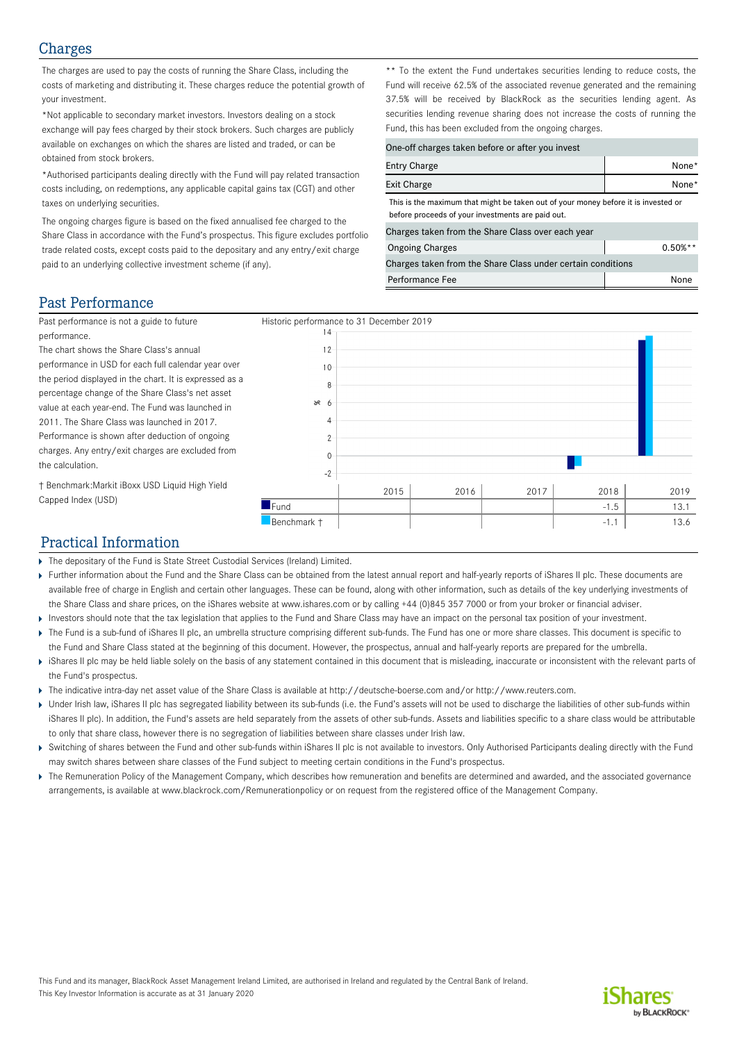## Charges

The charges are used to pay the costs of running the Share Class, including the costs of marketing and distributing it. These charges reduce the potential growth of your investment.

*Not applicable to secondary market investors. Investors dealing on a stock exchange will pay fees charged by their stock brokers. Such charges are publicly available on exchanges on which the shares are listed and traded, or can be obtained from stock brokers.

*Authorised participants dealing directly with the Fund will pay related transaction costs including, on redemptions, any applicable capital gains tax (CGT) and other taxes on underlying securities.

The ongoing charges figure is based on the fixed annualised fee charged to the Share Class in accordance with the Fund's prospectus. This figure excludes portfolio trade related costs, except costs paid to the depositary and any entry/exit charge paid to an underlying collective investment scheme (if any).

** To the extent the Fund undertakes securities lending to reduce costs, the Fund will receive 62.5% of the associated revenue generated and the remaining 37.5% will be received by BlackRock as the securities lending agent. As securities lending revenue sharing does not increase the costs of running the Fund, this has been excluded from the ongoing charges.

| One-off charges taken before or after you invest | |
|---|---|
| Entry Charge | None* |
| Exit Charge | None* |
| This is the maximum that might be taken out of your money before it is invested or before proceeds of your investments are paid out. | |
| **Charges taken from the Share Class over each year** | |
| Ongoing Charges | 0.50%** |
| **Charges taken from the Share Class under certain conditions** | |
| Performance Fee | None |

## Past Performance

Past performance is not a guide to future performance.

The chart shows the Share Class's annual performance in USD for each full calendar year over the period displayed in the chart. It is expressed as a percentage change of the Share Class's net asset value at each year-end. The Fund was launched in 2011. The Share Class was launched in 2017.

Performance is shown after deduction of ongoing charges. Any entry/exit charges are excluded from the calculation.

† Benchmark:Markit iBoxx USD Liquid High Yield Capped Index (USD)

Historic performance to 31 December 2019

%
14
12
10
8
6
4
2
0
-2

2015 2016 2017 2018 2019

Fund -1.5 13.1

Benchmark † -1.1 13.6

## Practical Information

- The depositary of the Fund is State Street Custodial Services (Ireland) Limited.
- Further information about the Fund and the Share Class can be obtained from the latest annual report and half-yearly reports of iShares II plc. These documents are available free of charge in English and certain other languages. These can be found, along with other information, such as details of the key underlying investments of the Share Class and share prices, on the iShares website at www.ishares.com or by calling +44 (0)845 357 7000 or from your broker or financial adviser.
- Investors should note that the tax legislation that applies to the Fund and Share Class may have an impact on the personal tax position of your investment.
- The Fund is a sub-fund of iShares II plc, an umbrella structure comprising different sub-funds. The Fund has one or more share classes. This document is specific to the Fund and Share Class stated at the beginning of this document. However, the prospectus, annual and half-yearly reports are prepared for the umbrella.
- iShares II plc may be held liable solely on the basis of any statement contained in this document that is misleading, inaccurate or inconsistent with the relevant parts of the Fund's prospectus.
- The indicative intra-day net asset value of the Share Class is available at http://deutsche-boerse.com and/or http://www.reuters.com.
- Under Irish law, iShares II plc has segregated liability between its sub-funds (i.e. the Fund's assets will not be used to discharge the liabilities of other sub-funds within iShares II plc). In addition, the Fund's assets are held separately from the assets of other sub-funds. Assets and liabilities specific to a share class would be attributable to only that share class, however there is no segregation of liabilities between share classes under Irish law.
- Switching of shares between the Fund and other sub-funds within iShares II plc is not available to investors. Only Authorised Participants dealing directly with the Fund may switch shares between share classes of the Fund subject to meeting certain conditions in the Fund's prospectus.
- The Remuneration Policy of the Management Company, which describes how remuneration and benefits are determined and awarded, and the associated governance arrangements, is available at www.blackrock.com/Remunerationpolicy or on request from the registered office of the Management Company.

This Fund and its manager, BlackRock Asset Management Ireland Limited, are authorised in Ireland and regulated by the Central Bank of Ireland.
This Key Investor Information is accurate as at 31 January 2020